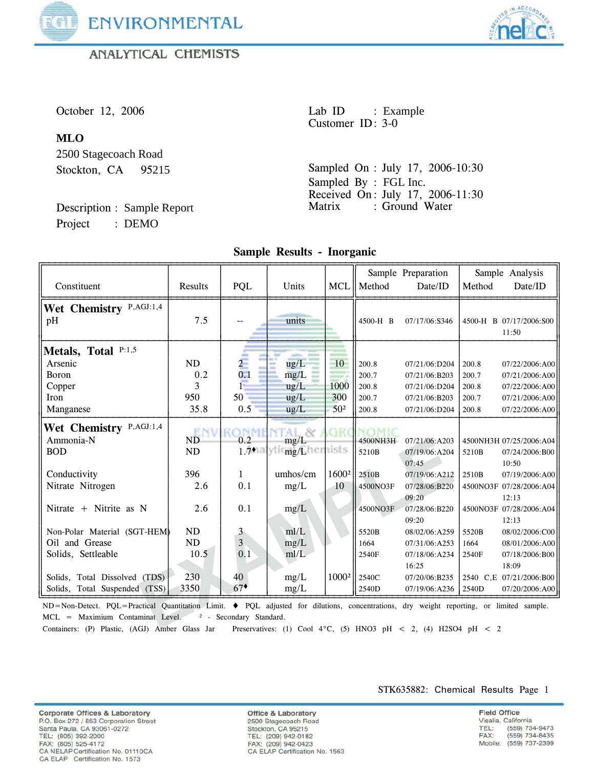# FGL ENVIRONMENTAL

ANALYTICAL CHEMISTS

October 12, 2006

**MLO**
2500 Stagecoach Road
Stockton, CA 95215

Description : Sample Report
Project : DEMO

Lab ID : Example
Customer ID: 3-0

Sampled On : July 17, 2006-10:30
Sampled By : FGL Inc.
Received On: July 17, 2006-11:30
Matrix : Ground Water

## Sample Results - Inorganic

| Constituent | Results | PQL | Units | MCL | Sample Preparation Method | Sample Preparation Date/ID | Sample Analysis Method | Sample Analysis Date/ID |
|---|---|---|---|---|---|---|---|---|
| **Wet Chemistry** P,AGJ:1,4 | | | | | | | | |
| pH | 7.5 | -- | units | | 4500-H B | 07/17/06:S346 | 4500-H B | 07/17/2006:S00 11:50 |
| **Metals, Total** P:1,5 | | | | | | | | |
| Arsenic | ND | 2 | ug/L | 10 | 200.8 | 07/21/06:D204 | 200.8 | 07/22/2006:A00 |
| Boron | 0.2 | 0.1 | mg/L | | 200.7 | 07/21/06:B203 | 200.7 | 07/21/2006:A00 |
| Copper | 3 | 1 | ug/L | 1000 | 200.8 | 07/21/06:D204 | 200.8 | 07/22/2006:A00 |
| Iron | 950 | 50 | ug/L | 300 | 200.7 | 07/21/06:B203 | 200.7 | 07/21/2006:A00 |
| Manganese | 35.8 | 0.5 | ug/L | 50² | 200.8 | 07/21/06:D204 | 200.8 | 07/22/2006:A00 |
| **Wet Chemistry** P,AGJ:1,4 | | | | | | | | |
| Ammonia-N | ND | 0.2 | mg/L | | 4500NH3H | 07/21/06:A203 | 4500NH3H | 07/25/2006:A04 |
| BOD | ND | 1.7♦ | mg/L | | 5210B | 07/19/06:A204 07:45 | 5210B | 07/24/2006:B00 10:50 |
| Conductivity | 396 | 1 | umhos/cm | 1600² | 2510B | 07/19/06:A212 | 2510B | 07/19/2006:A00 |
| Nitrate Nitrogen | 2.6 | 0.1 | mg/L | 10 | 4500NO3F | 07/28/06:B220 09:20 | 4500NO3F | 07/28/2006:A04 12:13 |
| Nitrate + Nitrite as N | 2.6 | 0.1 | mg/L | | 4500NO3F | 07/28/06:B220 09:20 | 4500NO3F | 07/28/2006:A04 12:13 |
| Non-Polar Material (SGT-HEM) | ND | 3 | ml/L | | 5520B | 08/02/06:A259 | 5520B | 08/02/2006:C00 |
| Oil and Grease | ND | 3 | mg/L | | 1664 | 07/31/06:A253 | 1664 | 08/01/2006:A00 |
| Solids, Settleable | 10.5 | 0.1 | ml/L | | 2540F | 07/18/06:A234 16:25 | 2540F | 07/18/2006:B00 18:09 |
| Solids, Total Dissolved (TDS) | 230 | 40 | mg/L | 1000² | 2540C | 07/20/06:B235 | 2540 C,E | 07/21/2006:B00 |
| Solids, Total Suspended (TSS) | 3350 | 67♦ | mg/L | | 2540D | 07/19/06:A236 | 2540D | 07/20/2006:A00 |

ND=Non-Detect. PQL=Practical Quantitation Limit. ♦ PQL adjusted for dilutions, concentrations, dry weight reporting, or limited sample. MCL = Maximium Contaminat Level. ² - Secondary Standard.
Containers: (P) Plastic, (AGJ) Amber Glass Jar Preservatives: (1) Cool 4°C, (5) HNO3 pH < 2, (4) H2SO4 pH < 2

STK635882: Chemical Results Page 1

**Corporate Offices & Laboratory**
P.O. Box 272 / 853 Corporation Street
Santa Paula, CA 93061-0272
TEL: (805) 392-2000
FAX: (805) 525-4172
CA NELAP Certification No. 01110CA
CA ELAP Certification No. 1573

**Office & Laboratory**
2500 Stagecoach Road
Stockton, CA 95215
TEL: (209) 942-0182
FAX: (209) 942-0423
CA ELAP Certification No. 1563

**Field Office**
Visalia, California
TEL: (559) 734-9473
FAX: (559) 734-8435
Mobile: (559) 737-2399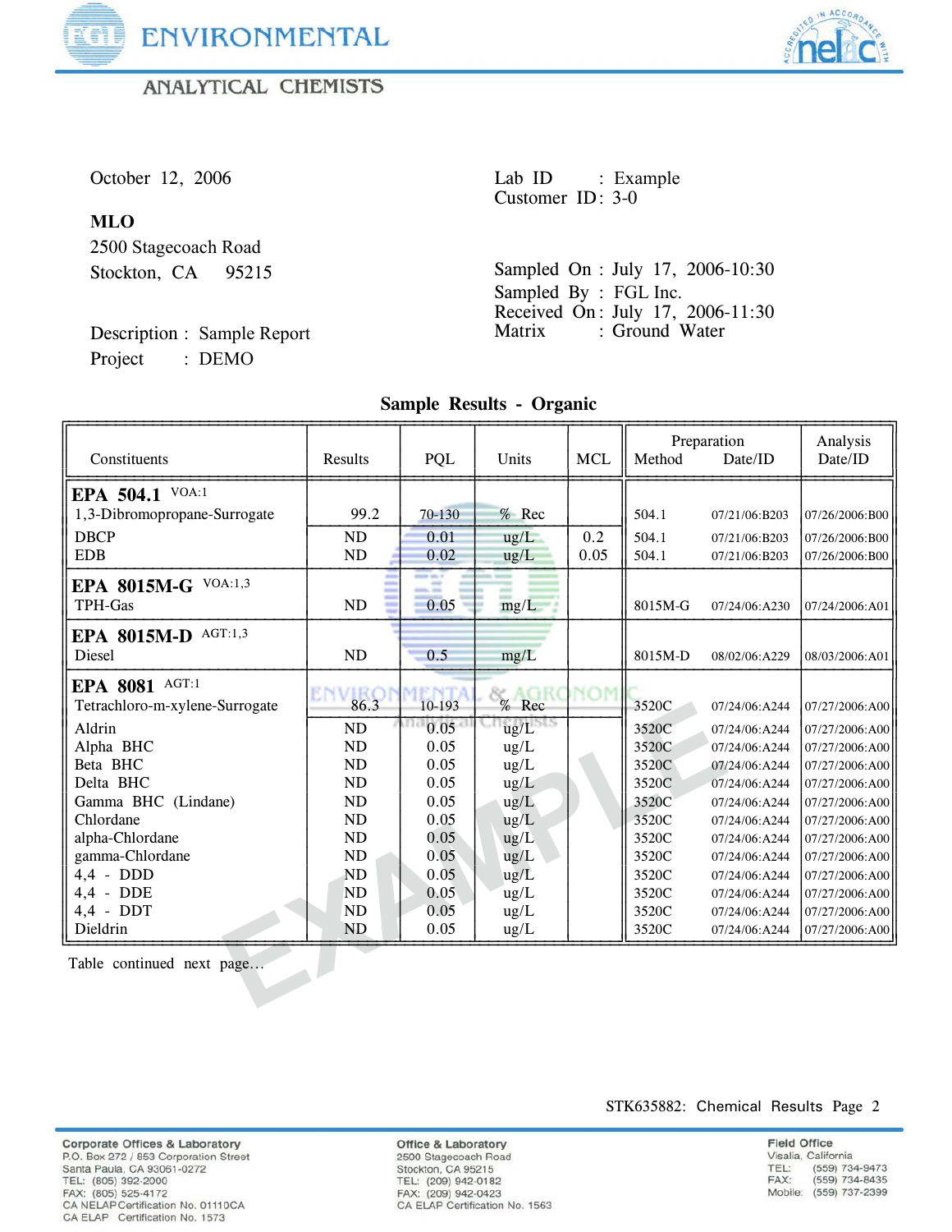October 12, 2006

**MLO**
2500 Stagecoach Road
Stockton, CA 95215

Description : Sample Report
Project : DEMO

Lab ID : Example
Customer ID: 3-0

Sampled On : July 17, 2006-10:30
Sampled By : FGL Inc.
Received On: July 17, 2006-11:30
Matrix : Ground Water

## Sample Results - Organic

| Constituents | Results | PQL | Units | MCL | Preparation Method | Preparation Date/ID | Analysis Date/ID |
|---|---|---|---|---|---|---|---|
| **EPA 504.1** VOA:1 | | | | | | | |
| 1,3-Dibromopropane-Surrogate | 99.2 | 70-130 | % Rec | | 504.1 | 07/21/06:B203 | 07/26/2006:B00 |
| DBCP | ND | 0.01 | ug/L | 0.2 | 504.1 | 07/21/06:B203 | 07/26/2006:B00 |
| EDB | ND | 0.02 | ug/L | 0.05 | 504.1 | 07/21/06:B203 | 07/26/2006:B00 |
| **EPA 8015M-G** VOA:1,3 | | | | | | | |
| TPH-Gas | ND | 0.05 | mg/L | | 8015M-G | 07/24/06:A230 | 07/24/2006:A01 |
| **EPA 8015M-D** AGT:1,3 | | | | | | | |
| Diesel | ND | 0.5 | mg/L | | 8015M-D | 08/02/06:A229 | 08/03/2006:A01 |
| **EPA 8081** AGT:1 | | | | | | | |
| Tetrachloro-m-xylene-Surrogate | 86.3 | 10-193 | % Rec | | 3520C | 07/24/06:A244 | 07/27/2006:A00 |
| Aldrin | ND | 0.05 | ug/L | | 3520C | 07/24/06:A244 | 07/27/2006:A00 |
| Alpha BHC | ND | 0.05 | ug/L | | 3520C | 07/24/06:A244 | 07/27/2006:A00 |
| Beta BHC | ND | 0.05 | ug/L | | 3520C | 07/24/06:A244 | 07/27/2006:A00 |
| Delta BHC | ND | 0.05 | ug/L | | 3520C | 07/24/06:A244 | 07/27/2006:A00 |
| Gamma BHC (Lindane) | ND | 0.05 | ug/L | | 3520C | 07/24/06:A244 | 07/27/2006:A00 |
| Chlordane | ND | 0.05 | ug/L | | 3520C | 07/24/06:A244 | 07/27/2006:A00 |
| alpha-Chlordane | ND | 0.05 | ug/L | | 3520C | 07/24/06:A244 | 07/27/2006:A00 |
| gamma-Chlordane | ND | 0.05 | ug/L | | 3520C | 07/24/06:A244 | 07/27/2006:A00 |
| 4,4 - DDD | ND | 0.05 | ug/L | | 3520C | 07/24/06:A244 | 07/27/2006:A00 |
| 4,4 - DDE | ND | 0.05 | ug/L | | 3520C | 07/24/06:A244 | 07/27/2006:A00 |
| 4,4 - DDT | ND | 0.05 | ug/L | | 3520C | 07/24/06:A244 | 07/27/2006:A00 |
| Dieldrin | ND | 0.05 | ug/L | | 3520C | 07/24/06:A244 | 07/27/2006:A00 |

Table continued next page...

STK635882: Chemical Results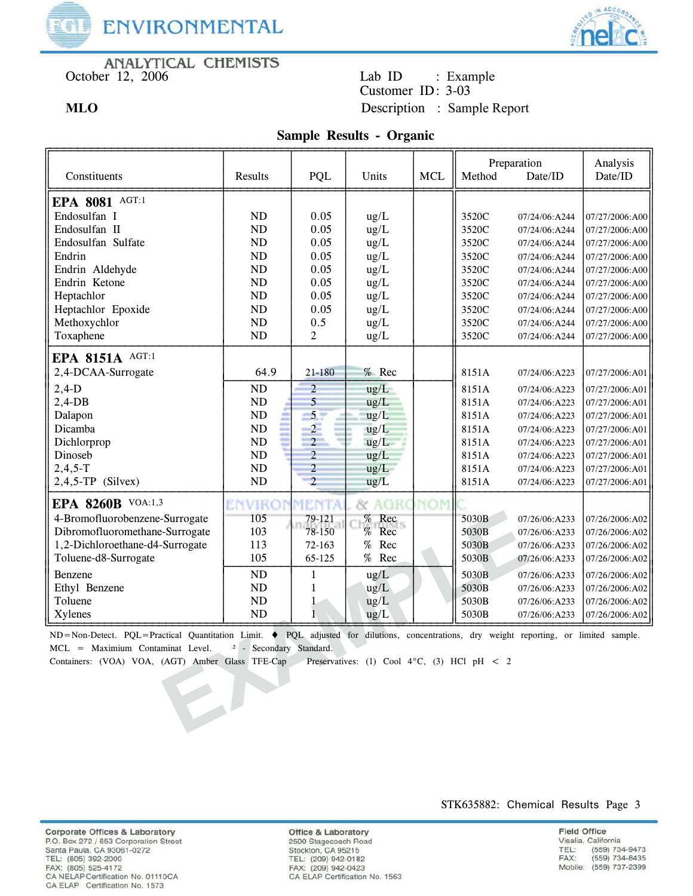ENVIRONMENTAL

ANALYTICAL CHEMISTS

October 12, 2006

**MLO**

Lab ID : Example
Customer ID: 3-03
Description : Sample Report

## Sample Results - Organic

| Constituents | Results | PQL | Units | MCL | Preparation Method | Preparation Date/ID | Analysis Date/ID |
|---|---|---|---|---|---|---|---|
| **EPA 8081** AGT:1 | | | | | | | |
| Endosulfan I | ND | 0.05 | ug/L | | 3520C | 07/24/06:A244 | 07/27/2006:A00 |
| Endosulfan II | ND | 0.05 | ug/L | | 3520C | 07/24/06:A244 | 07/27/2006:A00 |
| Endosulfan Sulfate | ND | 0.05 | ug/L | | 3520C | 07/24/06:A244 | 07/27/2006:A00 |
| Endrin | ND | 0.05 | ug/L | | 3520C | 07/24/06:A244 | 07/27/2006:A00 |
| Endrin Aldehyde | ND | 0.05 | ug/L | | 3520C | 07/24/06:A244 | 07/27/2006:A00 |
| Endrin Ketone | ND | 0.05 | ug/L | | 3520C | 07/24/06:A244 | 07/27/2006:A00 |
| Heptachlor | ND | 0.05 | ug/L | | 3520C | 07/24/06:A244 | 07/27/2006:A00 |
| Heptachlor Epoxide | ND | 0.05 | ug/L | | 3520C | 07/24/06:A244 | 07/27/2006:A00 |
| Methoxychlor | ND | 0.5 | ug/L | | 3520C | 07/24/06:A244 | 07/27/2006:A00 |
| Toxaphene | ND | 2 | ug/L | | 3520C | 07/24/06:A244 | 07/27/2006:A00 |
| **EPA 8151A** AGT:1 | | | | | | | |
| 2,4-DCAA-Surrogate | 64.9 | 21-180 | % Rec | | 8151A | 07/24/06:A223 | 07/27/2006:A01 |
| 2,4-D | ND | 2 | ug/L | | 8151A | 07/24/06:A223 | 07/27/2006:A01 |
| 2,4-DB | ND | 5 | ug/L | | 8151A | 07/24/06:A223 | 07/27/2006:A01 |
| Dalapon | ND | 5 | ug/L | | 8151A | 07/24/06:A223 | 07/27/2006:A01 |
| Dicamba | ND | 2 | ug/L | | 8151A | 07/24/06:A223 | 07/27/2006:A01 |
| Dichlorprop | ND | 2 | ug/L | | 8151A | 07/24/06:A223 | 07/27/2006:A01 |
| Dinoseb | ND | 2 | ug/L | | 8151A | 07/24/06:A223 | 07/27/2006:A01 |
| 2,4,5-T | ND | 2 | ug/L | | 8151A | 07/24/06:A223 | 07/27/2006:A01 |
| 2,4,5-TP (Silvex) | ND | 2 | ug/L | | 8151A | 07/24/06:A223 | 07/27/2006:A01 |
| **EPA 8260B** VOA:1,3 | | | | | | | |
| 4-Bromofluorobenzene-Surrogate | 105 | 79-121 | % Rec | | 5030B | 07/26/06:A233 | 07/26/2006:A02 |
| Dibromofluoromethane-Surrogate | 103 | 78-150 | % Rec | | 5030B | 07/26/06:A233 | 07/26/2006:A02 |
| 1,2-Dichloroethane-d4-Surrogate | 113 | 72-163 | % Rec | | 5030B | 07/26/06:A233 | 07/26/2006:A02 |
| Toluene-d8-Surrogate | 105 | 65-125 | % Rec | | 5030B | 07/26/06:A233 | 07/26/2006:A02 |
| Benzene | ND | 1 | ug/L | | 5030B | 07/26/06:A233 | 07/26/2006:A02 |
| Ethyl Benzene | ND | 1 | ug/L | | 5030B | 07/26/06:A233 | 07/26/2006:A02 |
| Toluene | ND | 1 | ug/L | | 5030B | 07/26/06:A233 | 07/26/2006:A02 |
| Xylenes | ND | 1 | ug/L | | 5030B | 07/26/06:A233 | 07/26/2006:A02 |

ND=Non-Detect. PQL=Practical Quantitation Limit. ♦ PQL adjusted for dilutions, concentrations, dry weight reporting, or limited sample.
MCL = Maximium Contaminat Level. [2] - Secondary Standard.
Containers: (VOA) VOA, (AGT) Amber Glass TFE-Cap Preservatives: (1) Cool 4°C, (3) HCl pH < 2

STK635882: Chemical Results Page 3

**Corporate Offices & Laboratory**
P.O. Box 272 / 853 Corporation Street
Santa Paula, CA 93061-0272
TEL: (805) 392-2000
FAX: (805) 525-4172
CA NELAP Certification No. 01110CA
CA ELAP Certification No. 1573

**Office & Laboratory**
2500 Stagecoach Road
Stockton, CA 95215
TEL: (209) 942-0182
FAX: (209) 942-0423
CA ELAP Certification No. 1563

**Field Office**
Visalia, California
TEL: (559) 734-9473
FAX: (559) 734-8435
Mobile: (559) 737-2399